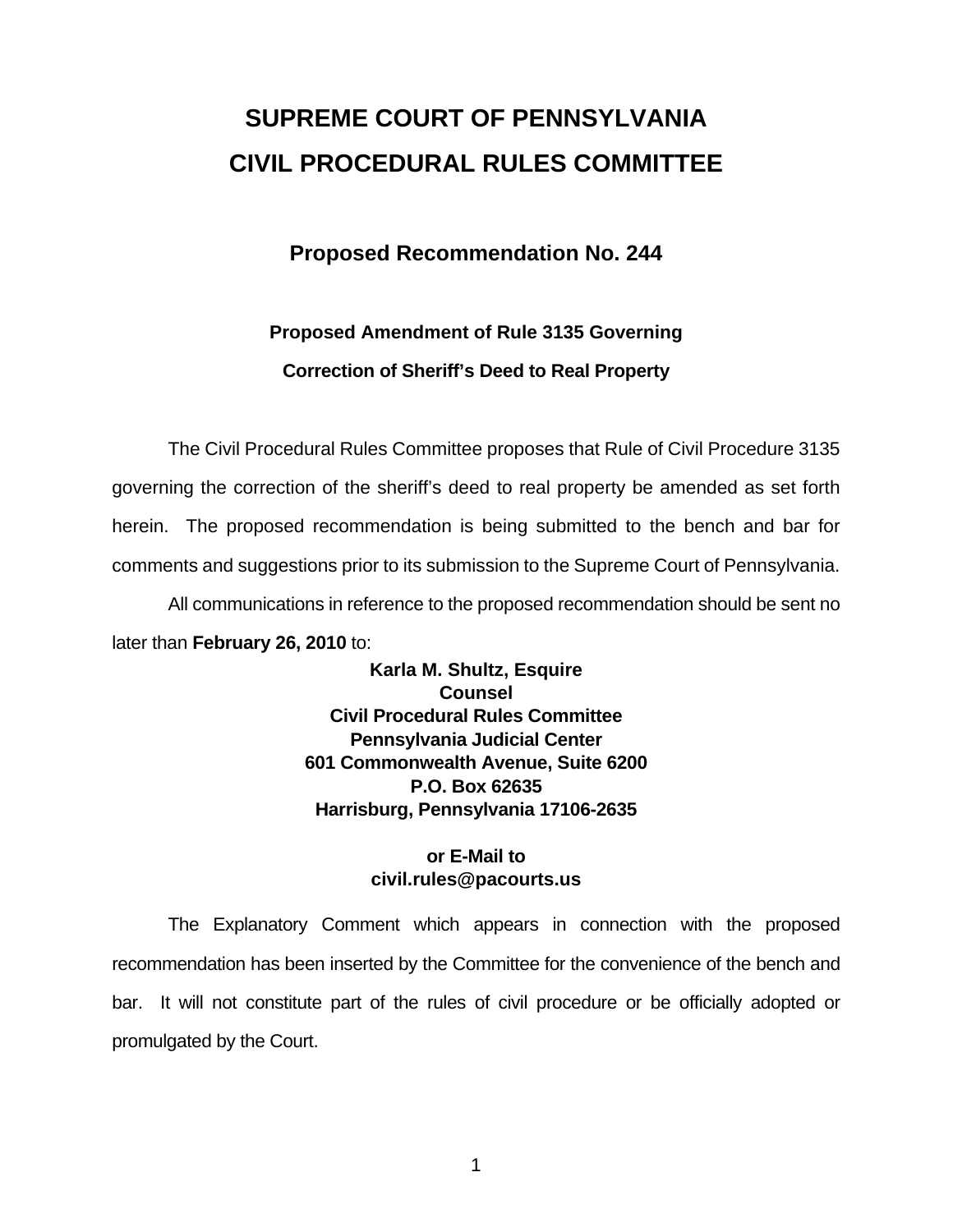# SUPREME COURT OF PENNSYLVANIA
# CIVIL PROCEDURAL RULES COMMITTEE

## Proposed Recommendation No. 244

### Proposed Amendment of Rule 3135 Governing
### Correction of Sheriff's Deed to Real Property

The Civil Procedural Rules Committee proposes that Rule of Civil Procedure 3135 governing the correction of the sheriff's deed to real property be amended as set forth herein. The proposed recommendation is being submitted to the bench and bar for comments and suggestions prior to its submission to the Supreme Court of Pennsylvania.

All communications in reference to the proposed recommendation should be sent no later than **February 26, 2010** to:

**Karla M. Shultz, Esquire**
**Counsel**
**Civil Procedural Rules Committee**
**Pennsylvania Judicial Center**
**601 Commonwealth Avenue, Suite 6200**
**P.O. Box 62635**
**Harrisburg, Pennsylvania 17106-2635**

**or E-Mail to**
**civil.rules@pacourts.us**

The Explanatory Comment which appears in connection with the proposed recommendation has been inserted by the Committee for the convenience of the bench and bar. It will not constitute part of the rules of civil procedure or be officially adopted or promulgated by the Court.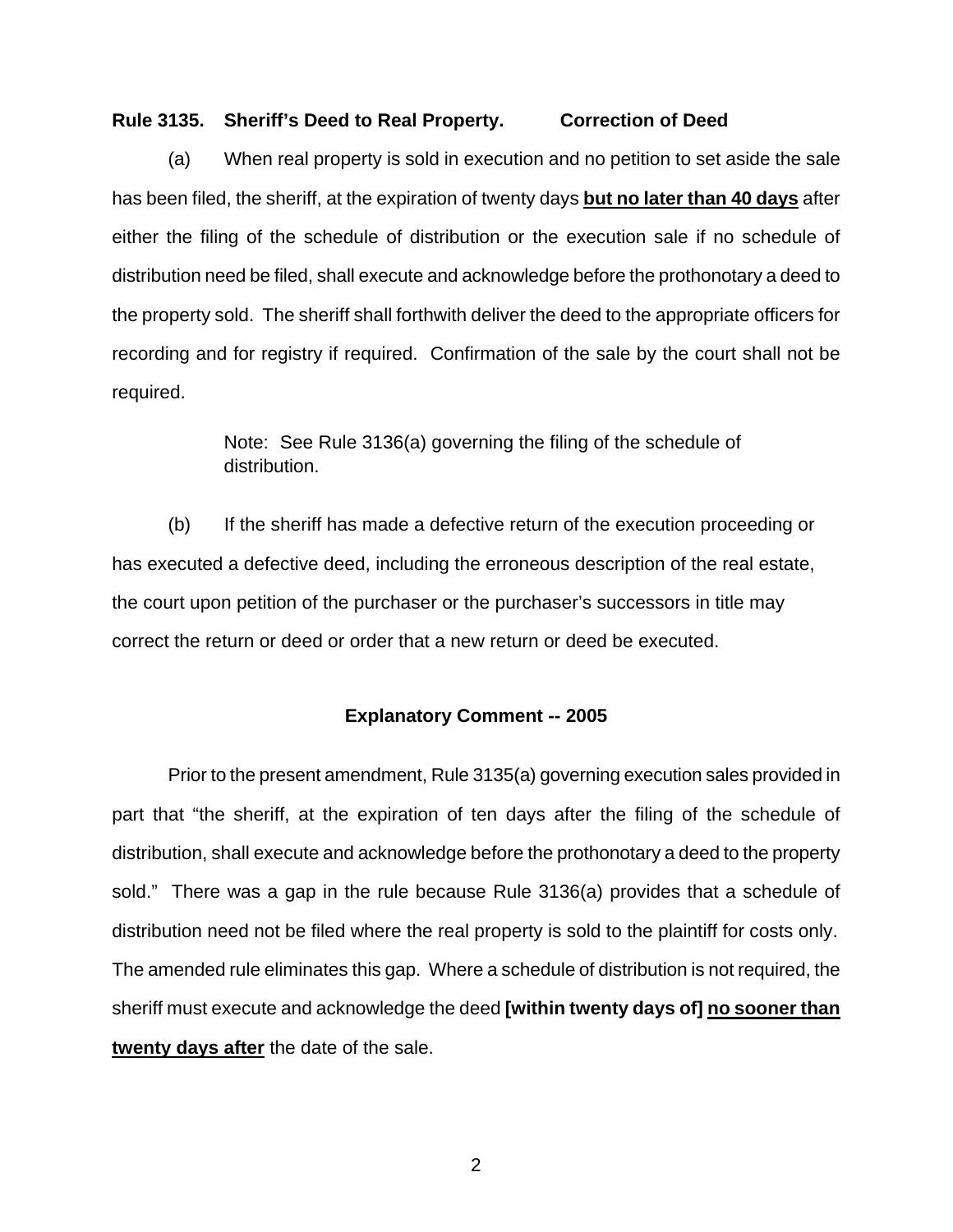**Rule 3135. Sheriff's Deed to Real Property. Correction of Deed**

(a) When real property is sold in execution and no petition to set aside the sale has been filed, the sheriff, at the expiration of twenty days **<u>but no later than 40 days</u>** after either the filing of the schedule of distribution or the execution sale if no schedule of distribution need be filed, shall execute and acknowledge before the prothonotary a deed to the property sold. The sheriff shall forthwith deliver the deed to the appropriate officers for recording and for registry if required. Confirmation of the sale by the court shall not be required.

> Note: See Rule 3136(a) governing the filing of the schedule of distribution.

(b) If the sheriff has made a defective return of the execution proceeding or has executed a defective deed, including the erroneous description of the real estate, the court upon petition of the purchaser or the purchaser's successors in title may correct the return or deed or order that a new return or deed be executed.

**Explanatory Comment -- 2005**

Prior to the present amendment, Rule 3135(a) governing execution sales provided in part that "the sheriff, at the expiration of ten days after the filing of the schedule of distribution, shall execute and acknowledge before the prothonotary a deed to the property sold." There was a gap in the rule because Rule 3136(a) provides that a schedule of distribution need not be filed where the real property is sold to the plaintiff for costs only. The amended rule eliminates this gap. Where a schedule of distribution is not required, the sheriff must execute and acknowledge the deed **[within twenty days of]** **<u>no sooner than twenty days after</u>** the date of the sale.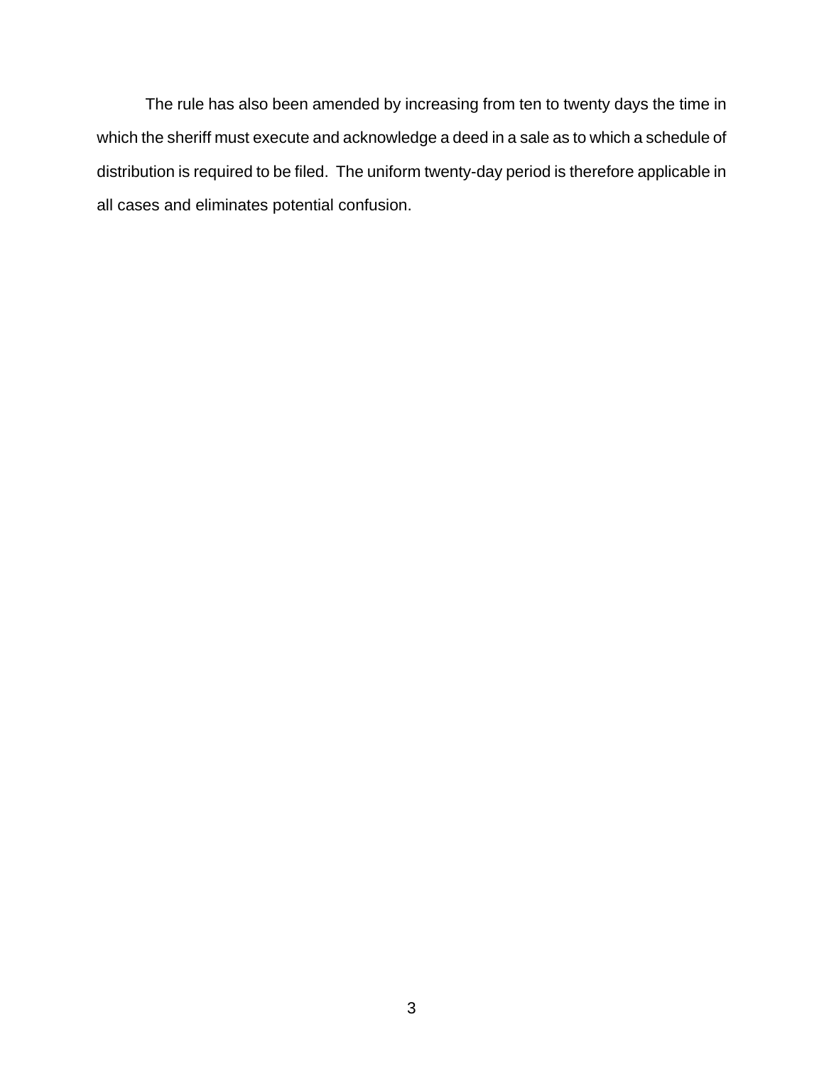The rule has also been amended by increasing from ten to twenty days the time in which the sheriff must execute and acknowledge a deed in a sale as to which a schedule of distribution is required to be filed. The uniform twenty-day period is therefore applicable in all cases and eliminates potential confusion.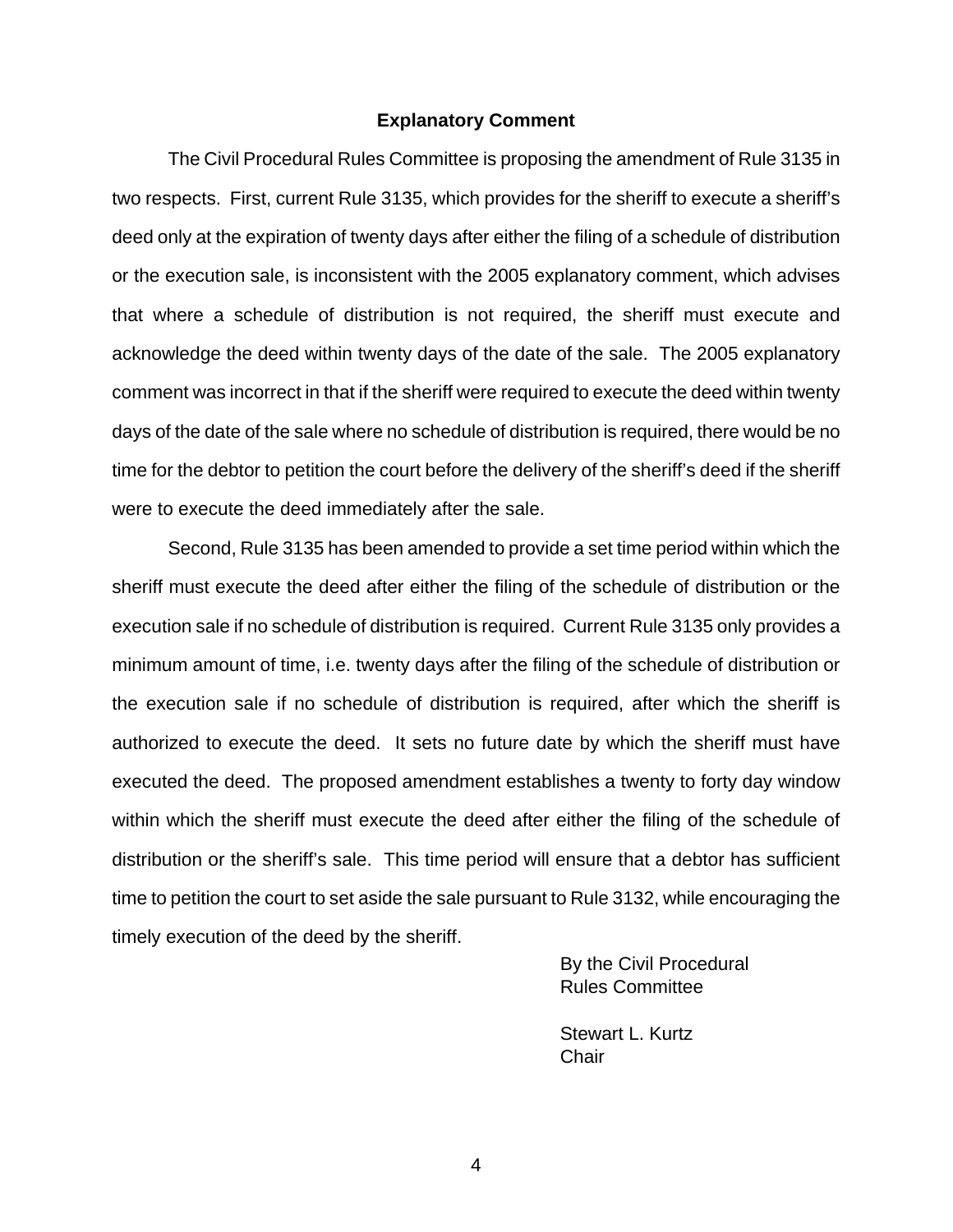**Explanatory Comment**

The Civil Procedural Rules Committee is proposing the amendment of Rule 3135 in two respects. First, current Rule 3135, which provides for the sheriff to execute a sheriff's deed only at the expiration of twenty days after either the filing of a schedule of distribution or the execution sale, is inconsistent with the 2005 explanatory comment, which advises that where a schedule of distribution is not required, the sheriff must execute and acknowledge the deed within twenty days of the date of the sale. The 2005 explanatory comment was incorrect in that if the sheriff were required to execute the deed within twenty days of the date of the sale where no schedule of distribution is required, there would be no time for the debtor to petition the court before the delivery of the sheriff's deed if the sheriff were to execute the deed immediately after the sale.

Second, Rule 3135 has been amended to provide a set time period within which the sheriff must execute the deed after either the filing of the schedule of distribution or the execution sale if no schedule of distribution is required. Current Rule 3135 only provides a minimum amount of time, i.e. twenty days after the filing of the schedule of distribution or the execution sale if no schedule of distribution is required, after which the sheriff is authorized to execute the deed. It sets no future date by which the sheriff must have executed the deed. The proposed amendment establishes a twenty to forty day window within which the sheriff must execute the deed after either the filing of the schedule of distribution or the sheriff's sale. This time period will ensure that a debtor has sufficient time to petition the court to set aside the sale pursuant to Rule 3132, while encouraging the timely execution of the deed by the sheriff.

By the Civil Procedural
Rules Committee

Stewart L. Kurtz
Chair